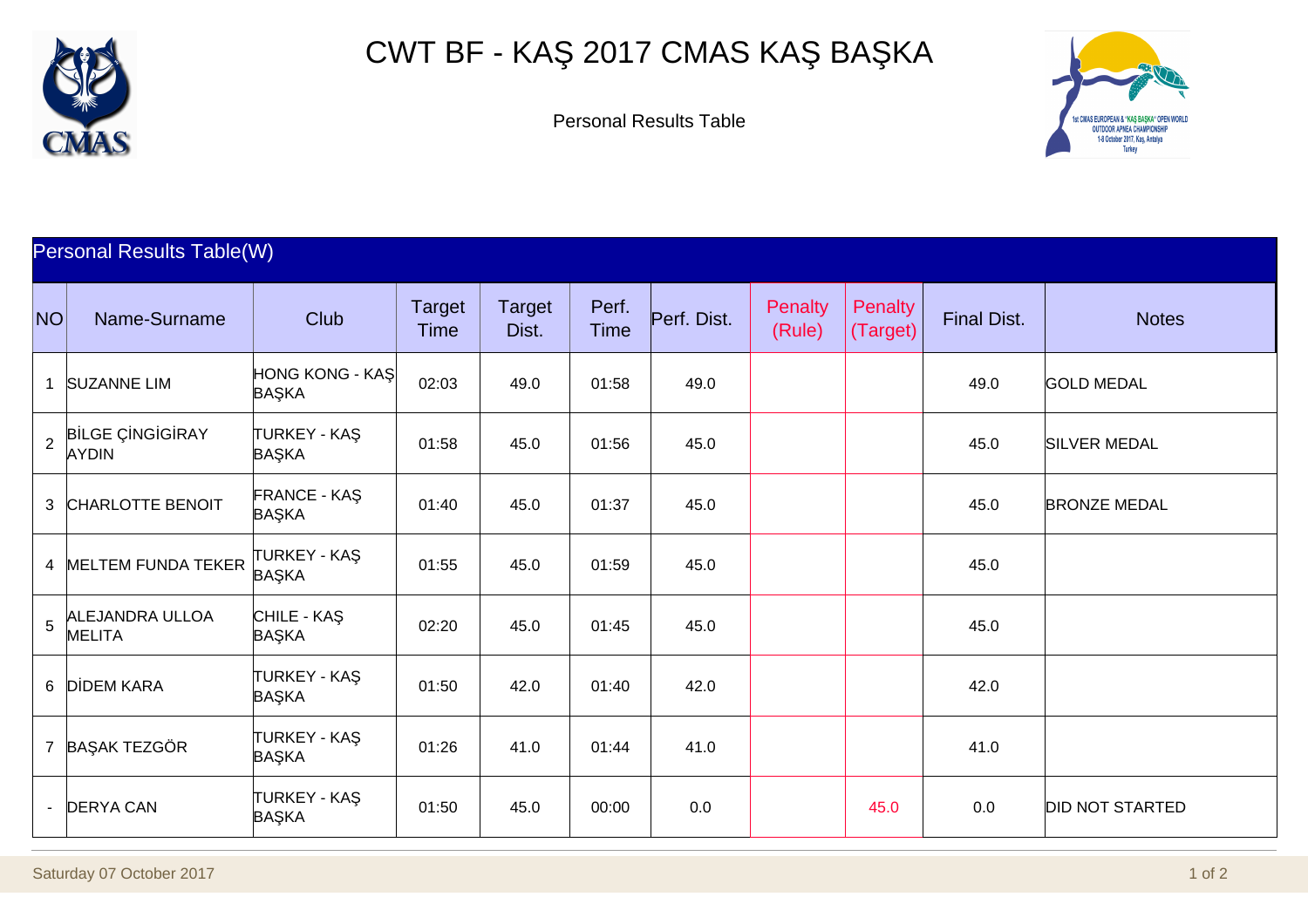# CWT BF - KAŞ 2017 CMAS KAŞ BAŞKA

Personal Results Table

## Personal Results Table(W)

| NO | Name-Surname | Club | Target Time | Target Dist. | Perf. Time | Perf. Dist. | Penalty (Rule) | Penalty (Target) | Final Dist. | Notes |
|---|---|---|---|---|---|---|---|---|---|---|
| 1 | SUZANNE LIM | HONG KONG - KAŞ BAŞKA | 02:03 | 49.0 | 01:58 | 49.0 | | | 49.0 | GOLD MEDAL |
| 2 | BİLGE ÇİNGİGİRAY AYDIN | TURKEY - KAŞ BAŞKA | 01:58 | 45.0 | 01:56 | 45.0 | | | 45.0 | SILVER MEDAL |
| 3 | CHARLOTTE BENOIT | FRANCE - KAŞ BAŞKA | 01:40 | 45.0 | 01:37 | 45.0 | | | 45.0 | BRONZE MEDAL |
| 4 | MELTEM FUNDA TEKER | TURKEY - KAŞ BAŞKA | 01:55 | 45.0 | 01:59 | 45.0 | | | 45.0 | |
| 5 | ALEJANDRA ULLOA MELITA | CHILE - KAŞ BAŞKA | 02:20 | 45.0 | 01:45 | 45.0 | | | 45.0 | |
| 6 | DİDEM KARA | TURKEY - KAŞ BAŞKA | 01:50 | 42.0 | 01:40 | 42.0 | | | 42.0 | |
| 7 | BAŞAK TEZGÖR | TURKEY - KAŞ BAŞKA | 01:26 | 41.0 | 01:44 | 41.0 | | | 41.0 | |
| - | DERYA CAN | TURKEY - KAŞ BAŞKA | 01:50 | 45.0 | 00:00 | 0.0 | | 45.0 | 0.0 | DID NOT STARTED |

Saturday 07 October 2017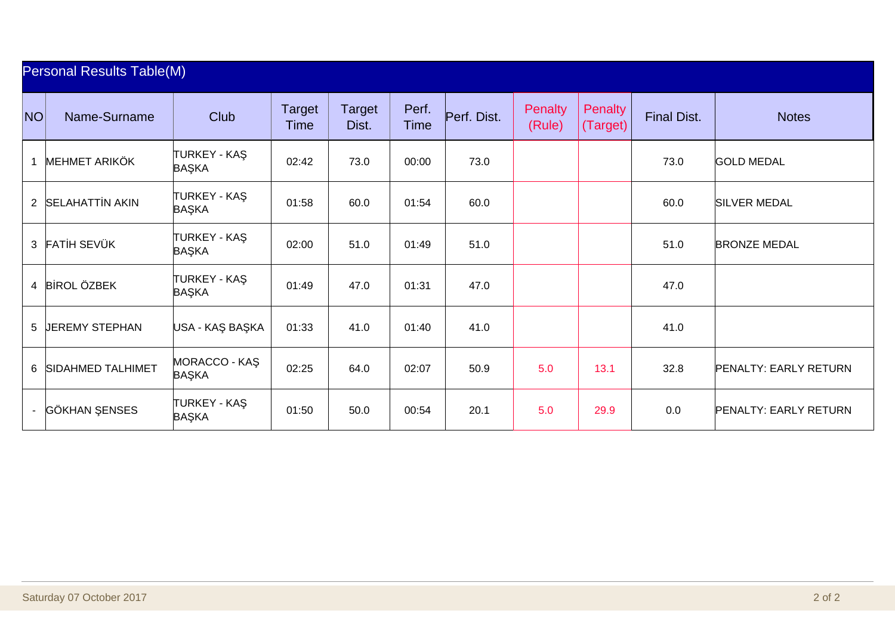## Personal Results Table(M)

| NO | Name-Surname | Club | Target Time | Target Dist. | Perf. Time | Perf. Dist. | Penalty (Rule) | Penalty (Target) | Final Dist. | Notes |
|---|---|---|---|---|---|---|---|---|---|---|
| 1 | MEHMET ARIKÖK | TURKEY - KAŞ BAŞKA | 02:42 | 73.0 | 00:00 | 73.0 | | | 73.0 | GOLD MEDAL |
| 2 | SELAHATTİN AKIN | TURKEY - KAŞ BAŞKA | 01:58 | 60.0 | 01:54 | 60.0 | | | 60.0 | SILVER MEDAL |
| 3 | FATİH SEVÜK | TURKEY - KAŞ BAŞKA | 02:00 | 51.0 | 01:49 | 51.0 | | | 51.0 | BRONZE MEDAL |
| 4 | BİROL ÖZBEK | TURKEY - KAŞ BAŞKA | 01:49 | 47.0 | 01:31 | 47.0 | | | 47.0 | |
| 5 | JEREMY STEPHAN | USA - KAŞ BAŞKA | 01:33 | 41.0 | 01:40 | 41.0 | | | 41.0 | |
| 6 | SIDAHMED TALHIMET | MORACCO - KAŞ BAŞKA | 02:25 | 64.0 | 02:07 | 50.9 | 5.0 | 13.1 | 32.8 | PENALTY: EARLY RETURN |
| - | GÖKHAN ŞENSES | TURKEY - KAŞ BAŞKA | 01:50 | 50.0 | 00:54 | 20.1 | 5.0 | 29.9 | 0.0 | PENALTY: EARLY RETURN |

Saturday 07 October 2017